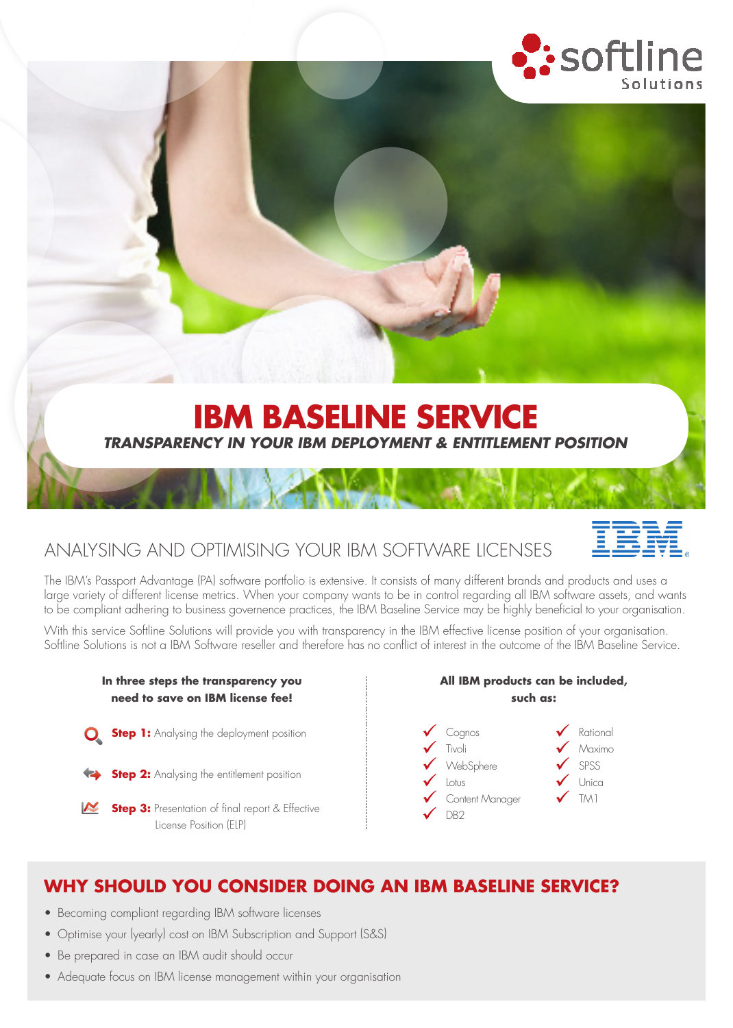softline Solutions

# IBM BASELINE SERVICE

***TRANSPARENCY IN YOUR IBM DEPLOYMENT & ENTITLEMENT POSITION***

## ANALYSING AND OPTIMISING YOUR IBM SOFTWARE LICENSES

The IBM's Passport Advantage (PA) software portfolio is extensive. It consists of many different brands and products and uses a large variety of different license metrics. When your company wants to be in control regarding all IBM software assets, and wants to be compliant adhering to business governence practices, the IBM Baseline Service may be highly beneficial to your organisation.

With this service Softline Solutions will provide you with transparency in the IBM effective license position of your organisation. Softline Solutions is not a IBM Software reseller and therefore has no conflict of interest in the outcome of the IBM Baseline Service.

**In three steps the transparency you need to save on IBM license fee!**

- **Step 1:** Analysing the deployment position
- **Step 2:** Analysing the entitlement position
- **Step 3:** Presentation of final report & Effective License Position (ELP)

**All IBM products can be included, such as:**

- ✓ Cognos
- ✓ Tivoli
- ✓ WebSphere
- ✓ Lotus
- ✓ Content Manager
- ✓ DB2
- ✓ Rational
- ✓ Maximo
- ✓ SPSS
- ✓ Unica
- ✓ TM1

## WHY SHOULD YOU CONSIDER DOING AN IBM BASELINE SERVICE?

- Becoming compliant regarding IBM software licenses
- Optimise your (yearly) cost on IBM Subscription and Support (S&S)
- Be prepared in case an IBM audit should occur
- Adequate focus on IBM license management within your organisation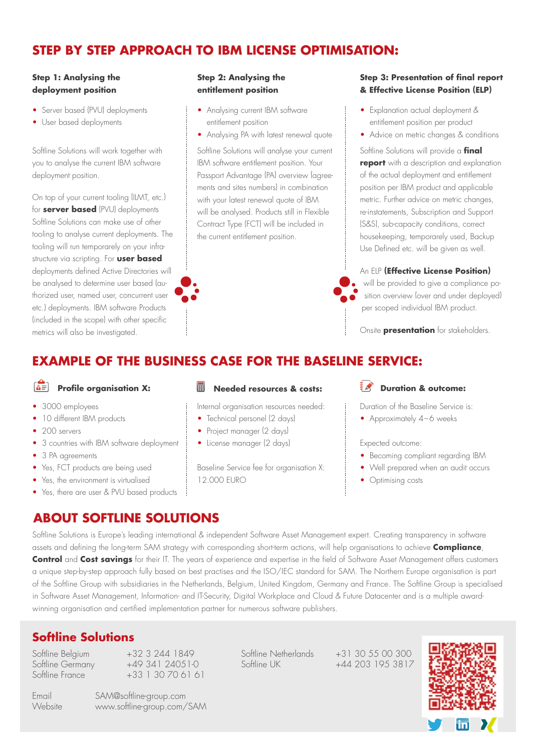## STEP BY STEP APPROACH TO IBM LICENSE OPTIMISATION:

### Step 1: Analysing the deployment position

- Server based (PVU) deployments
- User based deployments

Softline Solutions will work together with you to analyse the current IBM software deployment position.

On top of your current tooling (ILMT, etc.) for **server based** (PVU) deployments Softline Solutions can make use of other tooling to analyse current deployments. The tooling will run temporarely on your infrastructure via scripting. For **user based** deployments defined Active Directories will be analysed to determine user based (authorized user, named user, concurrent user etc.) deployments. IBM software Products (included in the scope) with other specific metrics will also be investigated.

### Step 2: Analysing the entitlement position

- Analysing current IBM software entitlement position
- Analysing PA with latest renewal quote

Softline Solutions will analyse your current IBM software entitlement position. Your Passport Advantage (PA) overview (agreements and sites numbers) in combination with your latest renewal quote of IBM will be analysed. Products still in Flexible Contract Type (FCT) will be included in the current entitlement position.

### Step 3: Presentation of final report & Effective License Position (ELP)

- Explanation actual deployment & entitlement position per product
- Advice on metric changes & conditions

Softline Solutions will provide a **final report** with a description and explanation of the actual deployment and entitlement position per IBM product and applicable metric. Further advice on metric changes, re-instatements, Subscription and Support (S&S), sub-capacity conditions, correct housekeeping, temporarely used, Backup Use Defined etc. will be given as well.

An ELP **(Effective License Position)** will be provided to give a compliance position overview (over and under deployed) per scoped individual IBM product.

Onsite **presentation** for stakeholders.

## EXAMPLE OF THE BUSINESS CASE FOR THE BASELINE SERVICE:

### Profile organisation X:

- 3000 employees
- 10 different IBM products
- 200 servers
- 3 countries with IBM software deployment
- 3 PA agreements
- Yes, FCT products are being used
- Yes, the environment is virtualised
- Yes, there are user & PVU based products

### Needed resources & costs:

Internal organisation resources needed:

- Technical personel (2 days)
- Project manager (2 days)
- License manager (2 days)

Baseline Service fee for organisation X: 12.000 EURO

### Duration & outcome:

Duration of the Baseline Service is:

- Approximately 4–6 weeks

Expected outcome:

- Becoming compliant regarding IBM
- Well prepared when an audit occurs
- Optimising costs

## ABOUT SOFTLINE SOLUTIONS

Softline Solutions is Europe's leading international & independent Software Asset Management expert. Creating transparency in software assets and defining the long-term SAM strategy with corresponding short-term actions, will help organisations to achieve **Compliance**, **Control** and **Cost savings** for their IT. The years of experience and expertise in the field of Software Asset Management offers customers a unique step-by-step approach fully based on best practises and the ISO/IEC standard for SAM. The Northern Europe organisation is part of the Softline Group with subsidiaries in the Netherlands, Belgium, United Kingdom, Germany and France. The Softline Group is specialised in Software Asset Management, Information- and IT-Security, Digital Workplace and Cloud & Future Datacenter and is a multiple award-winning organisation and certified implementation partner for numerous software publishers.

## Softline Solutions

| | |
|---|---|
| Softline Belgium | +32 3 244 1849 |
| Softline Germany | +49 341 24051-0 |
| Softline France | +33 1 30 70 61 61 |
| Softline Netherlands | +31 30 55 00 300 |
| Softline UK | +44 203 195 3817 |

Email SAM@softline-group.com
Website www.softline-group.com/SAM